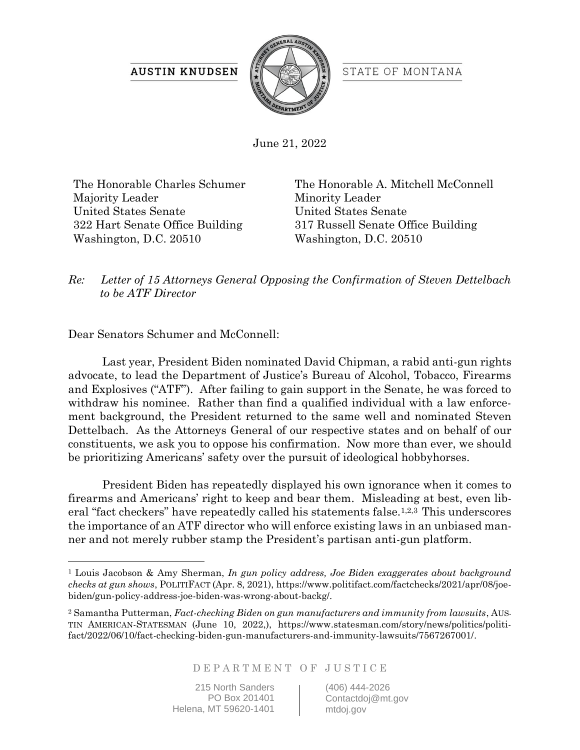AUSTIN KNUDSEN

STATE OF MONTANA

June 21, 2022

The Honorable Charles Schumer
Majority Leader
United States Senate
322 Hart Senate Office Building
Washington, D.C. 20510

The Honorable A. Mitchell McConnell
Minority Leader
United States Senate
317 Russell Senate Office Building
Washington, D.C. 20510

*Re: Letter of 15 Attorneys General Opposing the Confirmation of Steven Dettelbach to be ATF Director*

Dear Senators Schumer and McConnell:

Last year, President Biden nominated David Chipman, a rabid anti-gun rights advocate, to lead the Department of Justice's Bureau of Alcohol, Tobacco, Firearms and Explosives ("ATF"). After failing to gain support in the Senate, he was forced to withdraw his nominee. Rather than find a qualified individual with a law enforcement background, the President returned to the same well and nominated Steven Dettelbach. As the Attorneys General of our respective states and on behalf of our constituents, we ask you to oppose his confirmation. Now more than ever, we should be prioritizing Americans' safety over the pursuit of ideological hobbyhorses.

President Biden has repeatedly displayed his own ignorance when it comes to firearms and Americans' right to keep and bear them. Misleading at best, even liberal "fact checkers" have repeatedly called his statements false.[1,2,3] This underscores the importance of an ATF director who will enforce existing laws in an unbiased manner and not merely rubber stamp the President's partisan anti-gun platform.

---

[1] Louis Jacobson & Amy Sherman, *In gun policy address, Joe Biden exaggerates about background checks at gun shows*, POLITIFACT (Apr. 8, 2021), https://www.politifact.com/factchecks/2021/apr/08/joe-biden/gun-policy-address-joe-biden-was-wrong-about-backg/.

[2] Samantha Putterman, *Fact-checking Biden on gun manufacturers and immunity from lawsuits*, AUSTIN AMERICAN-STATESMAN (June 10, 2022,), https://www.statesman.com/story/news/politics/politifact/2022/06/10/fact-checking-biden-gun-manufacturers-and-immunity-lawsuits/7567267001/.

DEPARTMENT OF JUSTICE

215 North Sanders
PO Box 201401
Helena, MT 59620-1401

(406) 444-2026
Contactdoj@mt.gov
mtdoj.gov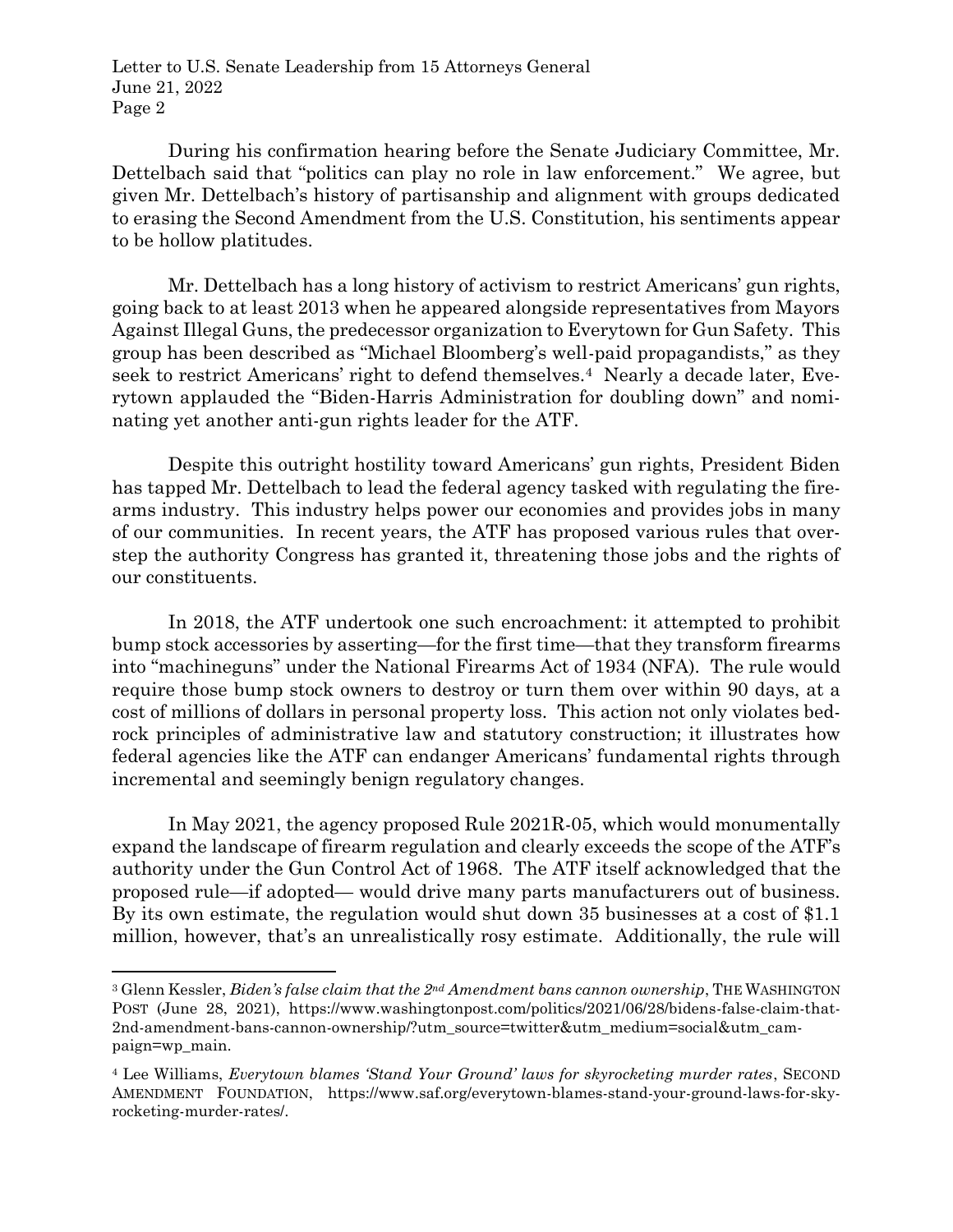During his confirmation hearing before the Senate Judiciary Committee, Mr. Dettelbach said that "politics can play no role in law enforcement." We agree, but given Mr. Dettelbach's history of partisanship and alignment with groups dedicated to erasing the Second Amendment from the U.S. Constitution, his sentiments appear to be hollow platitudes.

Mr. Dettelbach has a long history of activism to restrict Americans' gun rights, going back to at least 2013 when he appeared alongside representatives from Mayors Against Illegal Guns, the predecessor organization to Everytown for Gun Safety. This group has been described as "Michael Bloomberg's well-paid propagandists," as they seek to restrict Americans' right to defend themselves.[4] Nearly a decade later, Everytown applauded the "Biden-Harris Administration for doubling down" and nominating yet another anti-gun rights leader for the ATF.

Despite this outright hostility toward Americans' gun rights, President Biden has tapped Mr. Dettelbach to lead the federal agency tasked with regulating the firearms industry. This industry helps power our economies and provides jobs in many of our communities. In recent years, the ATF has proposed various rules that overstep the authority Congress has granted it, threatening those jobs and the rights of our constituents.

In 2018, the ATF undertook one such encroachment: it attempted to prohibit bump stock accessories by asserting—for the first time—that they transform firearms into "machineguns" under the National Firearms Act of 1934 (NFA). The rule would require those bump stock owners to destroy or turn them over within 90 days, at a cost of millions of dollars in personal property loss. This action not only violates bedrock principles of administrative law and statutory construction; it illustrates how federal agencies like the ATF can endanger Americans' fundamental rights through incremental and seemingly benign regulatory changes.

In May 2021, the agency proposed Rule 2021R-05, which would monumentally expand the landscape of firearm regulation and clearly exceeds the scope of the ATF's authority under the Gun Control Act of 1968. The ATF itself acknowledged that the proposed rule—if adopted— would drive many parts manufacturers out of business. By its own estimate, the regulation would shut down 35 businesses at a cost of $1.1 million, however, that's an unrealistically rosy estimate. Additionally, the rule will

---

[3] Glenn Kessler, *Biden's false claim that the 2nd Amendment bans cannon ownership*, THE WASHINGTON POST (June 28, 2021), https://www.washingtonpost.com/politics/2021/06/28/bidens-false-claim-that-2nd-amendment-bans-cannon-ownership/?utm_source=twitter&utm_medium=social&utm_campaign=wp_main.

[4] Lee Williams, *Everytown blames 'Stand Your Ground' laws for skyrocketing murder rates*, SECOND AMENDMENT FOUNDATION, https://www.saf.org/everytown-blames-stand-your-ground-laws-for-skyrocketing-murder-rates/.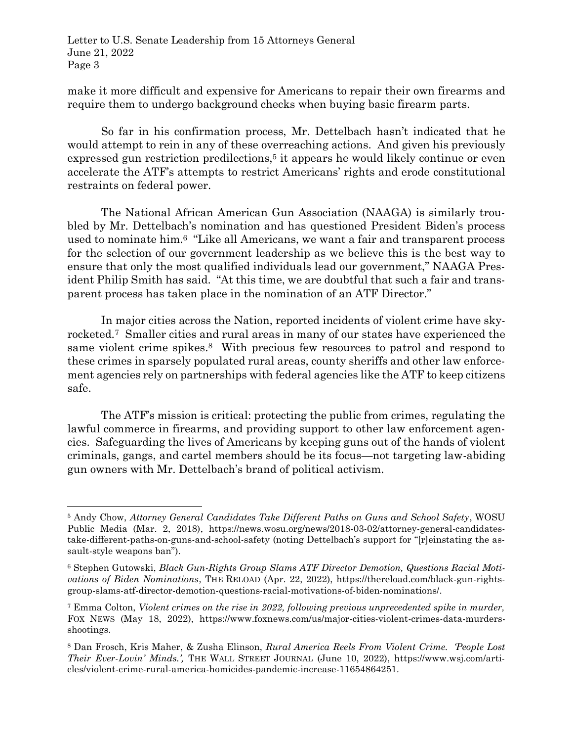make it more difficult and expensive for Americans to repair their own firearms and require them to undergo background checks when buying basic firearm parts.

So far in his confirmation process, Mr. Dettelbach hasn't indicated that he would attempt to rein in any of these overreaching actions. And given his previously expressed gun restriction predilections,[5] it appears he would likely continue or even accelerate the ATF's attempts to restrict Americans' rights and erode constitutional restraints on federal power.

The National African American Gun Association (NAAGA) is similarly troubled by Mr. Dettelbach's nomination and has questioned President Biden's process used to nominate him.[6] "Like all Americans, we want a fair and transparent process for the selection of our government leadership as we believe this is the best way to ensure that only the most qualified individuals lead our government," NAAGA President Philip Smith has said. "At this time, we are doubtful that such a fair and transparent process has taken place in the nomination of an ATF Director."

In major cities across the Nation, reported incidents of violent crime have skyrocketed.[7] Smaller cities and rural areas in many of our states have experienced the same violent crime spikes.[8] With precious few resources to patrol and respond to these crimes in sparsely populated rural areas, county sheriffs and other law enforcement agencies rely on partnerships with federal agencies like the ATF to keep citizens safe.

The ATF's mission is critical: protecting the public from crimes, regulating the lawful commerce in firearms, and providing support to other law enforcement agencies. Safeguarding the lives of Americans by keeping guns out of the hands of violent criminals, gangs, and cartel members should be its focus—not targeting law-abiding gun owners with Mr. Dettelbach's brand of political activism.

---

[5] Andy Chow, *Attorney General Candidates Take Different Paths on Guns and School Safety*, WOSU Public Media (Mar. 2, 2018), https://news.wosu.org/news/2018-03-02/attorney-general-candidates-take-different-paths-on-guns-and-school-safety (noting Dettelbach's support for "[r]einstating the assault-style weapons ban").

[6] Stephen Gutowski, *Black Gun-Rights Group Slams ATF Director Demotion, Questions Racial Motivations of Biden Nominations*, THE RELOAD (Apr. 22, 2022), https://thereload.com/black-gun-rights-group-slams-atf-director-demotion-questions-racial-motivations-of-biden-nominations/.

[7] Emma Colton, *Violent crimes on the rise in 2022, following previous unprecedented spike in murder,* FOX NEWS (May 18, 2022), https://www.foxnews.com/us/major-cities-violent-crimes-data-murders-shootings.

[8] Dan Frosch, Kris Maher, & Zusha Elinson, *Rural America Reels From Violent Crime. 'People Lost Their Ever-Lovin' Minds.',* THE WALL STREET JOURNAL (June 10, 2022), https://www.wsj.com/articles/violent-crime-rural-america-homicides-pandemic-increase-11654864251.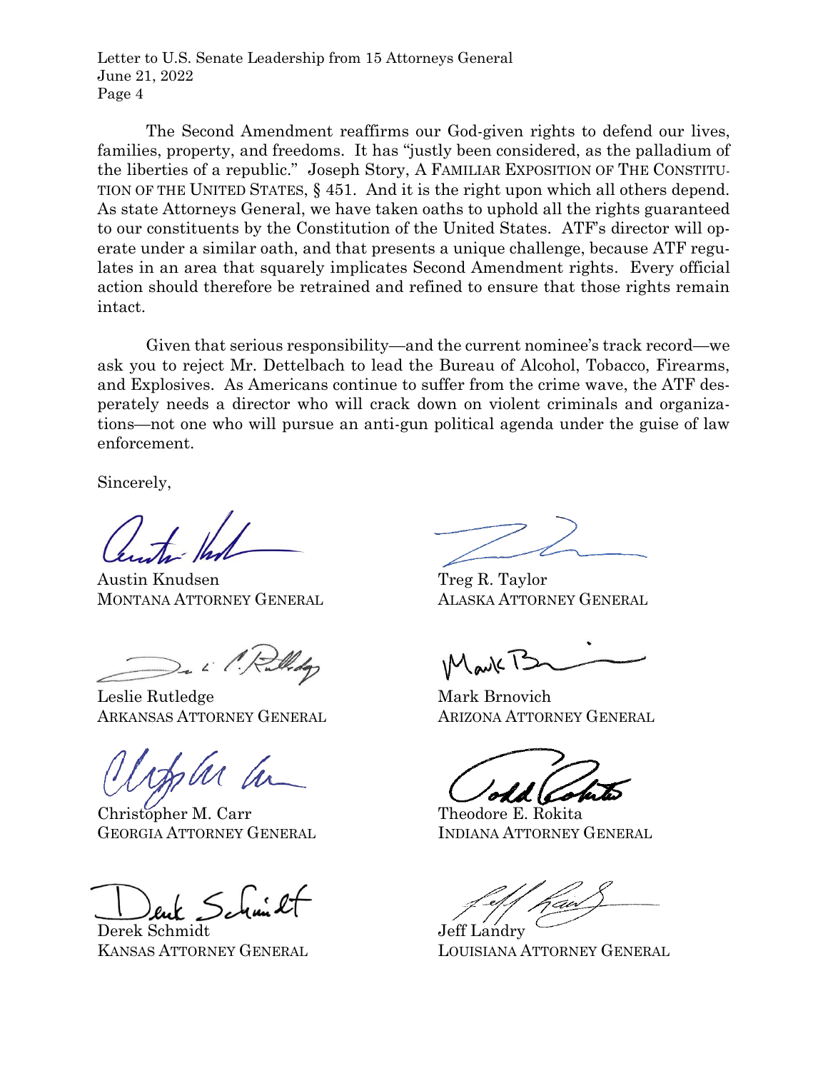The Second Amendment reaffirms our God-given rights to defend our lives, families, property, and freedoms. It has "justly been considered, as the palladium of the liberties of a republic." Joseph Story, A FAMILIAR EXPOSITION OF THE CONSTITUTION OF THE UNITED STATES, § 451. And it is the right upon which all others depend. As state Attorneys General, we have taken oaths to uphold all the rights guaranteed to our constituents by the Constitution of the United States. ATF's director will operate under a similar oath, and that presents a unique challenge, because ATF regulates in an area that squarely implicates Second Amendment rights. Every official action should therefore be retrained and refined to ensure that those rights remain intact.

Given that serious responsibility—and the current nominee's track record—we ask you to reject Mr. Dettelbach to lead the Bureau of Alcohol, Tobacco, Firearms, and Explosives. As Americans continue to suffer from the crime wave, the ATF desperately needs a director who will crack down on violent criminals and organizations—not one who will pursue an anti-gun political agenda under the guise of law enforcement.

Sincerely,

Austin Knudsen
MONTANA ATTORNEY GENERAL

Treg R. Taylor
ALASKA ATTORNEY GENERAL

Leslie Rutledge
ARKANSAS ATTORNEY GENERAL

Mark Brnovich
ARIZONA ATTORNEY GENERAL

Christopher M. Carr
GEORGIA ATTORNEY GENERAL

Theodore E. Rokita
INDIANA ATTORNEY GENERAL

Derek Schmidt
KANSAS ATTORNEY GENERAL

Jeff Landry
LOUISIANA ATTORNEY GENERAL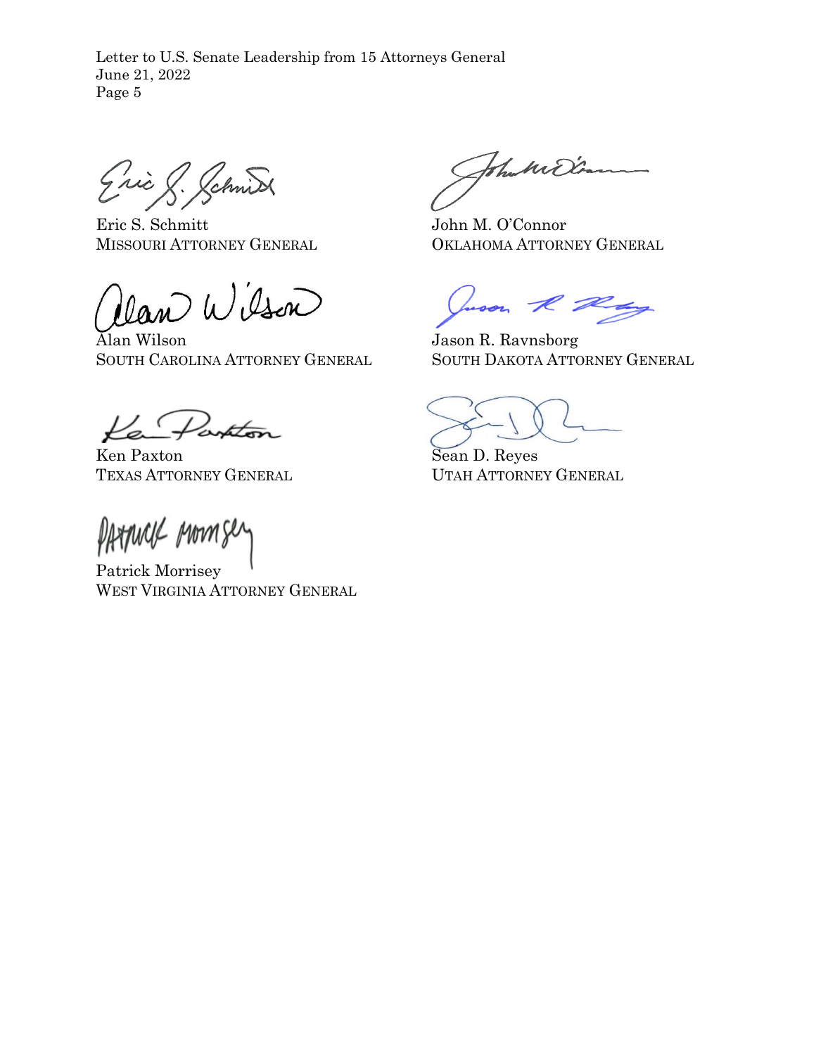Eric S. Schmitt
MISSOURI ATTORNEY GENERAL

John M. O'Connor
OKLAHOMA ATTORNEY GENERAL

Alan Wilson
SOUTH CAROLINA ATTORNEY GENERAL

Jason R. Ravnsborg
SOUTH DAKOTA ATTORNEY GENERAL

Ken Paxton
TEXAS ATTORNEY GENERAL

Sean D. Reyes
UTAH ATTORNEY GENERAL

Patrick Morrisey
WEST VIRGINIA ATTORNEY GENERAL